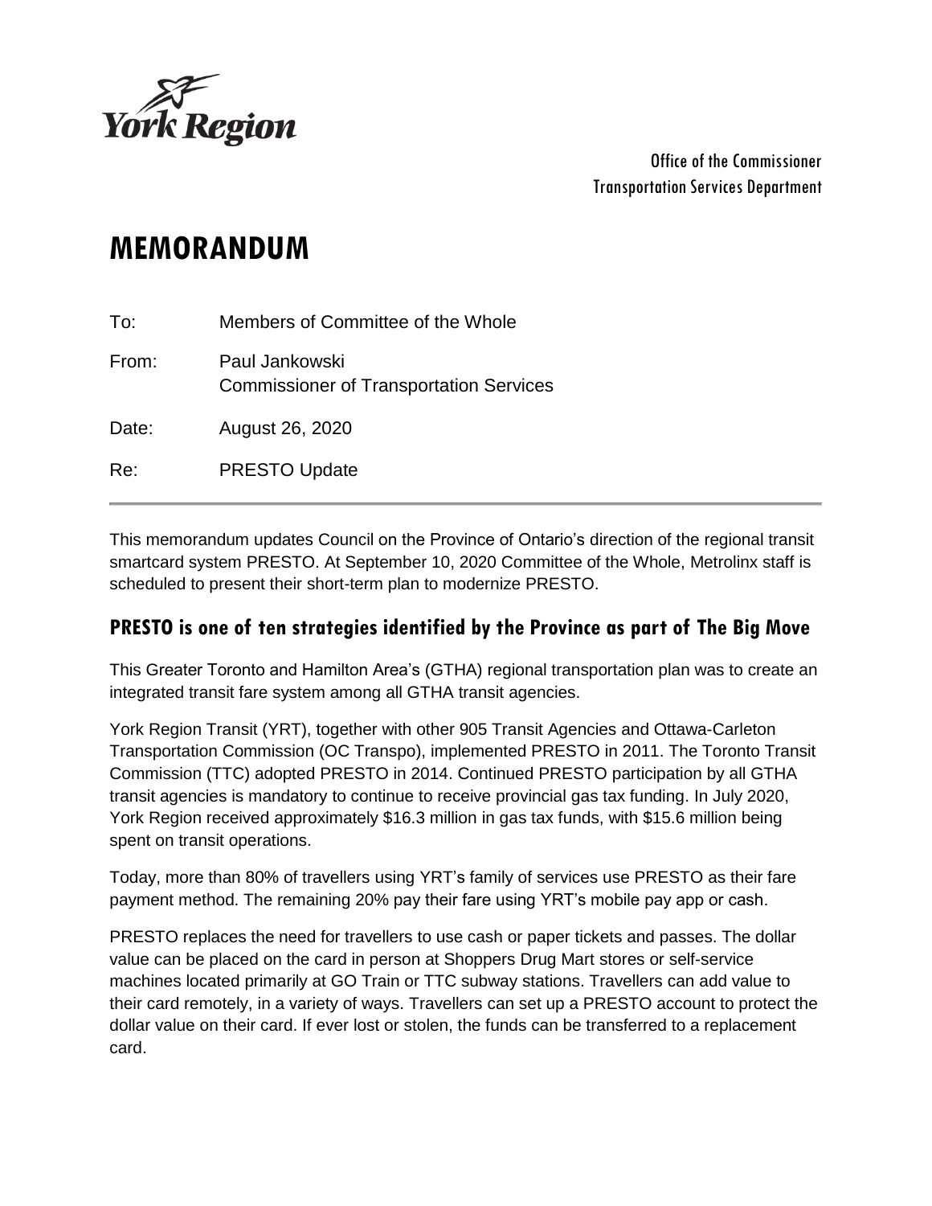York Region

Office of the Commissioner
Transportation Services Department

# MEMORANDUM

To: Members of Committee of the Whole

From: Paul Jankowski
Commissioner of Transportation Services

Date: August 26, 2020

Re: PRESTO Update

---

This memorandum updates Council on the Province of Ontario's direction of the regional transit smartcard system PRESTO. At September 10, 2020 Committee of the Whole, Metrolinx staff is scheduled to present their short-term plan to modernize PRESTO.

## PRESTO is one of ten strategies identified by the Province as part of The Big Move

This Greater Toronto and Hamilton Area's (GTHA) regional transportation plan was to create an integrated transit fare system among all GTHA transit agencies.

York Region Transit (YRT), together with other 905 Transit Agencies and Ottawa-Carleton Transportation Commission (OC Transpo), implemented PRESTO in 2011. The Toronto Transit Commission (TTC) adopted PRESTO in 2014. Continued PRESTO participation by all GTHA transit agencies is mandatory to continue to receive provincial gas tax funding. In July 2020, York Region received approximately $16.3 million in gas tax funds, with $15.6 million being spent on transit operations.

Today, more than 80% of travellers using YRT's family of services use PRESTO as their fare payment method. The remaining 20% pay their fare using YRT's mobile pay app or cash.

PRESTO replaces the need for travellers to use cash or paper tickets and passes. The dollar value can be placed on the card in person at Shoppers Drug Mart stores or self-service machines located primarily at GO Train or TTC subway stations. Travellers can add value to their card remotely, in a variety of ways. Travellers can set up a PRESTO account to protect the dollar value on their card. If ever lost or stolen, the funds can be transferred to a replacement card.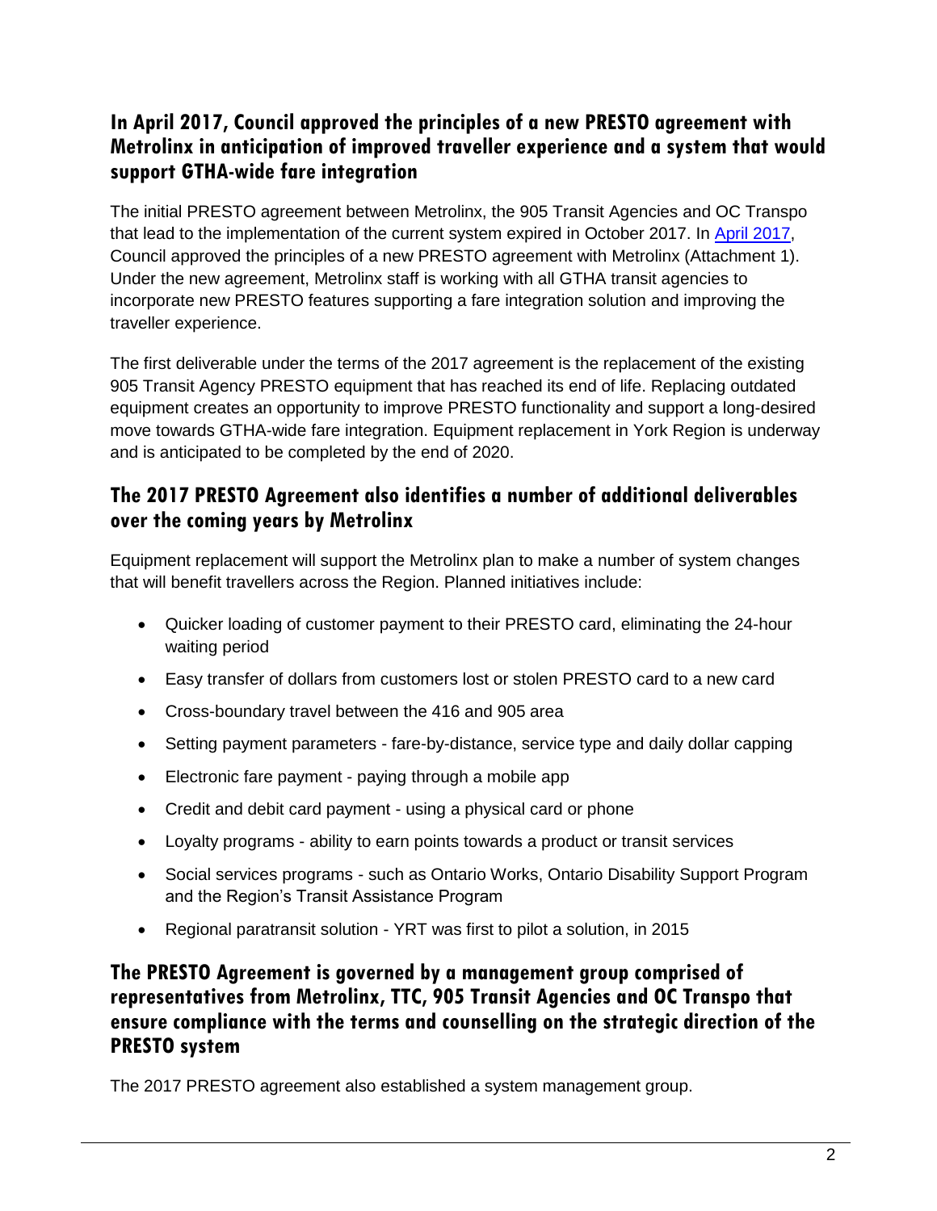## In April 2017, Council approved the principles of a new PRESTO agreement with Metrolinx in anticipation of improved traveller experience and a system that would support GTHA-wide fare integration

The initial PRESTO agreement between Metrolinx, the 905 Transit Agencies and OC Transpo that lead to the implementation of the current system expired in October 2017. In [April 2017](), Council approved the principles of a new PRESTO agreement with Metrolinx (Attachment 1). Under the new agreement, Metrolinx staff is working with all GTHA transit agencies to incorporate new PRESTO features supporting a fare integration solution and improving the traveller experience.

The first deliverable under the terms of the 2017 agreement is the replacement of the existing 905 Transit Agency PRESTO equipment that has reached its end of life. Replacing outdated equipment creates an opportunity to improve PRESTO functionality and support a long-desired move towards GTHA-wide fare integration. Equipment replacement in York Region is underway and is anticipated to be completed by the end of 2020.

## The 2017 PRESTO Agreement also identifies a number of additional deliverables over the coming years by Metrolinx

Equipment replacement will support the Metrolinx plan to make a number of system changes that will benefit travellers across the Region. Planned initiatives include:

- Quicker loading of customer payment to their PRESTO card, eliminating the 24-hour waiting period
- Easy transfer of dollars from customers lost or stolen PRESTO card to a new card
- Cross-boundary travel between the 416 and 905 area
- Setting payment parameters - fare-by-distance, service type and daily dollar capping
- Electronic fare payment - paying through a mobile app
- Credit and debit card payment - using a physical card or phone
- Loyalty programs - ability to earn points towards a product or transit services
- Social services programs - such as Ontario Works, Ontario Disability Support Program and the Region's Transit Assistance Program
- Regional paratransit solution - YRT was first to pilot a solution, in 2015

## The PRESTO Agreement is governed by a management group comprised of representatives from Metrolinx, TTC, 905 Transit Agencies and OC Transpo that ensure compliance with the terms and counselling on the strategic direction of the PRESTO system

The 2017 PRESTO agreement also established a system management group.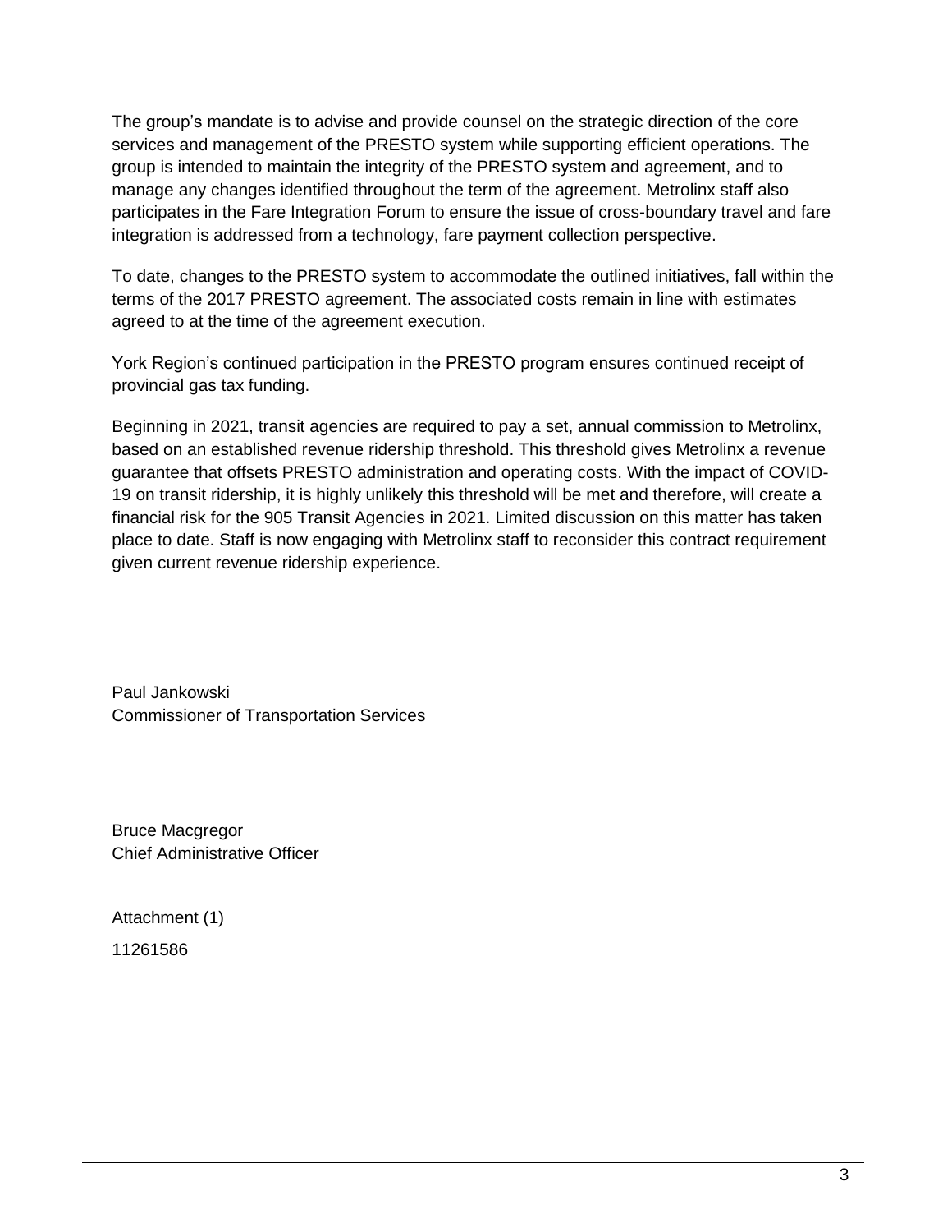The group's mandate is to advise and provide counsel on the strategic direction of the core services and management of the PRESTO system while supporting efficient operations. The group is intended to maintain the integrity of the PRESTO system and agreement, and to manage any changes identified throughout the term of the agreement. Metrolinx staff also participates in the Fare Integration Forum to ensure the issue of cross-boundary travel and fare integration is addressed from a technology, fare payment collection perspective.

To date, changes to the PRESTO system to accommodate the outlined initiatives, fall within the terms of the 2017 PRESTO agreement. The associated costs remain in line with estimates agreed to at the time of the agreement execution.

York Region's continued participation in the PRESTO program ensures continued receipt of provincial gas tax funding.

Beginning in 2021, transit agencies are required to pay a set, annual commission to Metrolinx, based on an established revenue ridership threshold. This threshold gives Metrolinx a revenue guarantee that offsets PRESTO administration and operating costs. With the impact of COVID-19 on transit ridership, it is highly unlikely this threshold will be met and therefore, will create a financial risk for the 905 Transit Agencies in 2021. Limited discussion on this matter has taken place to date. Staff is now engaging with Metrolinx staff to reconsider this contract requirement given current revenue ridership experience.

Paul Jankowski
Commissioner of Transportation Services

Bruce Macgregor
Chief Administrative Officer

Attachment (1)

11261586